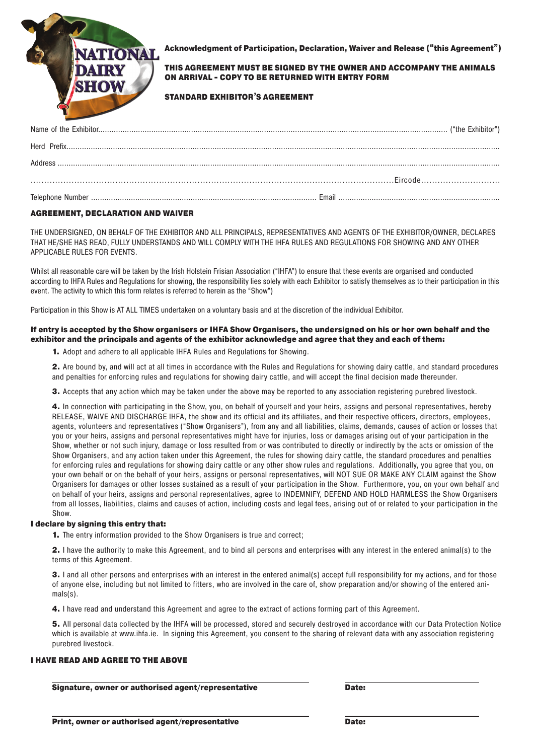NATIONAL DAIRY SHOW

**Acknowledgment of Participation, Declaration, Waiver and Release ("this Agreement")**

**THIS AGREEMENT MUST BE SIGNED BY THE OWNER AND ACCOMPANY THE ANIMALS ON ARRIVAL - COPY TO BE RETURNED WITH ENTRY FORM**

**STANDARD EXHIBITOR'S AGREEMENT**

Name of the Exhibitor........................................................................................................ ("the Exhibitor")

Herd Prefix........................................................................................................................................

Address ..............................................................................................................................................

..........................................................................................................................Eircode.............................

Telephone Number ........................................................................ Email ..............................................................

## AGREEMENT, DECLARATION AND WAIVER

THE UNDERSIGNED, ON BEHALF OF THE EXHIBITOR AND ALL PRINCIPALS, REPRESENTATIVES AND AGENTS OF THE EXHIBITOR/OWNER, DECLARES THAT HE/SHE HAS READ, FULLY UNDERSTANDS AND WILL COMPLY WITH THE IHFA RULES AND REGULATIONS FOR SHOWING AND ANY OTHER APPLICABLE RULES FOR EVENTS.

Whilst all reasonable care will be taken by the Irish Holstein Frisian Association ("IHFA") to ensure that these events are organised and conducted according to IHFA Rules and Regulations for showing, the responsibility lies solely with each Exhibitor to satisfy themselves as to their participation in this event. The activity to which this form relates is referred to herein as the "Show")

Participation in this Show is AT ALL TIMES undertaken on a voluntary basis and at the discretion of the individual Exhibitor.

**If entry is accepted by the Show organisers or IHFA Show Organisers, the undersigned on his or her own behalf and the exhibitor and the principals and agents of the exhibitor acknowledge and agree that they and each of them:**

**1.** Adopt and adhere to all applicable IHFA Rules and Regulations for Showing.

**2.** Are bound by, and will act at all times in accordance with the Rules and Regulations for showing dairy cattle, and standard procedures and penalties for enforcing rules and regulations for showing dairy cattle, and will accept the final decision made thereunder.

**3.** Accepts that any action which may be taken under the above may be reported to any association registering purebred livestock.

**4.** In connection with participating in the Show, you, on behalf of yourself and your heirs, assigns and personal representatives, hereby RELEASE, WAIVE AND DISCHARGE IHFA, the show and its official and its affiliates, and their respective officers, directors, employees, agents, volunteers and representatives ("Show Organisers"), from any and all liabilities, claims, demands, causes of action or losses that you or your heirs, assigns and personal representatives might have for injuries, loss or damages arising out of your participation in the Show, whether or not such injury, damage or loss resulted from or was contributed to directly or indirectly by the acts or omission of the Show Organisers, and any action taken under this Agreement, the rules for showing dairy cattle, the standard procedures and penalties for enforcing rules and regulations for showing dairy cattle or any other show rules and regulations. Additionally, you agree that you, on your own behalf or on the behalf of your heirs, assigns or personal representatives, will NOT SUE OR MAKE ANY CLAIM against the Show Organisers for damages or other losses sustained as a result of your participation in the Show. Furthermore, you, on your own behalf and on behalf of your heirs, assigns and personal representatives, agree to INDEMNIFY, DEFEND AND HOLD HARMLESS the Show Organisers from all losses, liabilities, claims and causes of action, including costs and legal fees, arising out of or related to your participation in the Show.

**I declare by signing this entry that:**

**1.** The entry information provided to the Show Organisers is true and correct;

**2.** I have the authority to make this Agreement, and to bind all persons and enterprises with any interest in the entered animal(s) to the terms of this Agreement.

**3.** I and all other persons and enterprises with an interest in the entered animal(s) accept full responsibility for my actions, and for those of anyone else, including but not limited to fitters, who are involved in the care of, show preparation and/or showing of the entered animals(s).

**4.** I have read and understand this Agreement and agree to the extract of actions forming part of this Agreement.

**5.** All personal data collected by the IHFA will be processed, stored and securely destroyed in accordance with our Data Protection Notice which is available at www.ihfa.ie. In signing this Agreement, you consent to the sharing of relevant data with any association registering purebred livestock.

**I HAVE READ AND AGREE TO THE ABOVE**

**Signature, owner or authorised agent/representative** **Date:**

**Print, owner or authorised agent/representative** **Date:**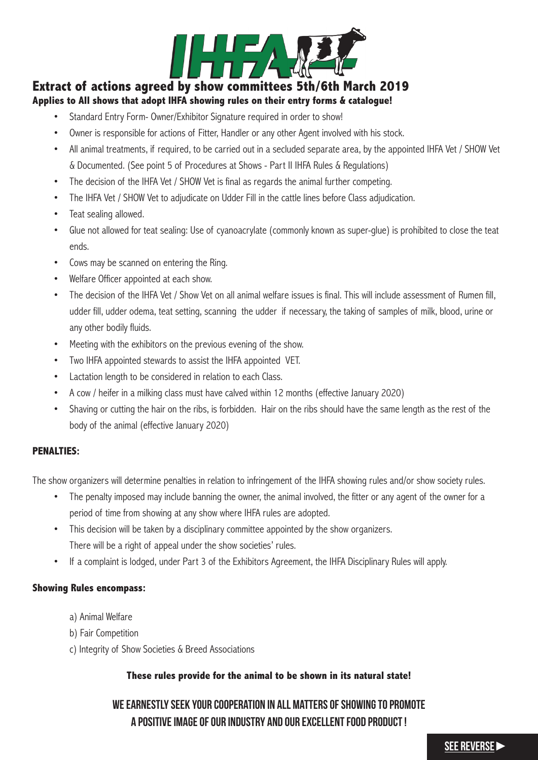# Extract of actions agreed by show committees 5th/6th March 2019

**Applies to All shows that adopt IHFA showing rules on their entry forms & catalogue!**

- Standard Entry Form- Owner/Exhibitor Signature required in order to show!
- Owner is responsible for actions of Fitter, Handler or any other Agent involved with his stock.
- All animal treatments, if required, to be carried out in a secluded separate area, by the appointed IHFA Vet / SHOW Vet & Documented. (See point 5 of Procedures at Shows - Part II IHFA Rules & Regulations)
- The decision of the IHFA Vet / SHOW Vet is final as regards the animal further competing.
- The IHFA Vet / SHOW Vet to adjudicate on Udder Fill in the cattle lines before Class adjudication.
- Teat sealing allowed.
- Glue not allowed for teat sealing: Use of cyanoacrylate (commonly known as super-glue) is prohibited to close the teat ends.
- Cows may be scanned on entering the Ring.
- Welfare Officer appointed at each show.
- The decision of the IHFA Vet / Show Vet on all animal welfare issues is final. This will include assessment of Rumen fill, udder fill, udder odema, teat setting, scanning the udder if necessary, the taking of samples of milk, blood, urine or any other bodily fluids.
- Meeting with the exhibitors on the previous evening of the show.
- Two IHFA appointed stewards to assist the IHFA appointed VET.
- Lactation length to be considered in relation to each Class.
- A cow / heifer in a milking class must have calved within 12 months (effective January 2020)
- Shaving or cutting the hair on the ribs, is forbidden. Hair on the ribs should have the same length as the rest of the body of the animal (effective January 2020)

### PENALTIES:

The show organizers will determine penalties in relation to infringement of the IHFA showing rules and/or show society rules.

- The penalty imposed may include banning the owner, the animal involved, the fitter or any agent of the owner for a period of time from showing at any show where IHFA rules are adopted.
- This decision will be taken by a disciplinary committee appointed by the show organizers. There will be a right of appeal under the show societies' rules.
- If a complaint is lodged, under Part 3 of the Exhibitors Agreement, the IHFA Disciplinary Rules will apply.

### Showing Rules encompass:

a) Animal Welfare
b) Fair Competition
c) Integrity of Show Societies & Breed Associations

**These rules provide for the animal to be shown in its natural state!**

**WE EARNESTLY SEEK YOUR COOPERATION IN ALL MATTERS OF SHOWING TO PROMOTE A POSITIVE IMAGE OF OUR INDUSTRY AND OUR EXCELLENT FOOD PRODUCT !**

SEE REVERSE ►